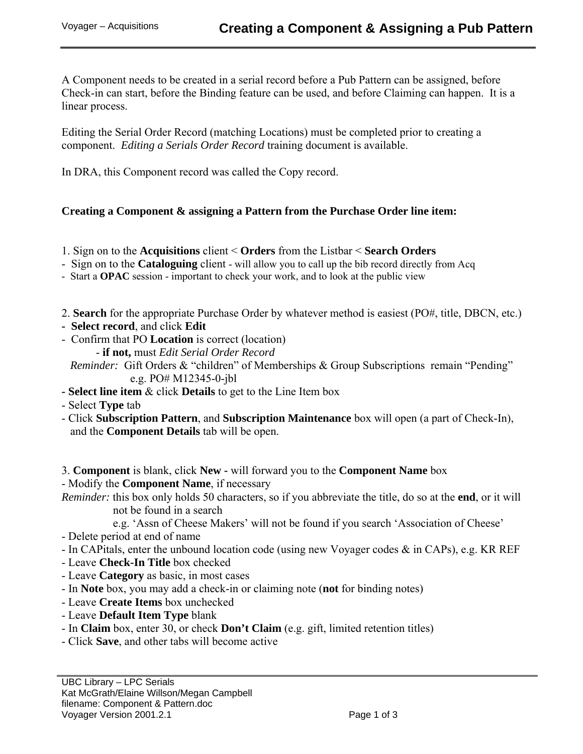# Creating a Component & Assigning a Pub Pattern

A Component needs to be created in a serial record before a Pub Pattern can be assigned, before Check-in can start, before the Binding feature can be used, and before Claiming can happen. It is a linear process.

Editing the Serial Order Record (matching Locations) must be completed prior to creating a component. *Editing a Serials Order Record* training document is available.

In DRA, this Component record was called the Copy record.

**Creating a Component & assigning a Pattern from the Purchase Order line item:**

1. Sign on to the **Acquisitions** client < **Orders** from the Listbar < **Search Orders**
- Sign on to the **Cataloguing** client - will allow you to call up the bib record directly from Acq
- Start a **OPAC** session - important to check your work, and to look at the public view

2. **Search** for the appropriate Purchase Order by whatever method is easiest (PO#, title, DBCN, etc.)
- **Select record**, and click **Edit**
- Confirm that PO **Location** is correct (location)
  - **if not,** must *Edit Serial Order Record*

  *Reminder:* Gift Orders & "children" of Memberships & Group Subscriptions remain "Pending"
  e.g. PO# M12345-0-jbl
- **Select line item** & click **Details** to get to the Line Item box
- Select **Type** tab
- Click **Subscription Pattern**, and **Subscription Maintenance** box will open (a part of Check-In), and the **Component Details** tab will be open.

3. **Component** is blank, click **New -** will forward you to the **Component Name** box
- Modify the **Component Name**, if necessary

*Reminder:* this box only holds 50 characters, so if you abbreviate the title, do so at the **end**, or it will not be found in a search
e.g. 'Assn of Cheese Makers' will not be found if you search 'Association of Cheese'
- Delete period at end of name
- In CAPitals, enter the unbound location code (using new Voyager codes & in CAPs), e.g. KR REF
- Leave **Check-In Title** box checked
- Leave **Category** as basic, in most cases
- In **Note** box, you may add a check-in or claiming note (**not** for binding notes)
- Leave **Create Items** box unchecked
- Leave **Default Item Type** blank
- In **Claim** box, enter 30, or check **Don't Claim** (e.g. gift, limited retention titles)
- Click **Save**, and other tabs will become active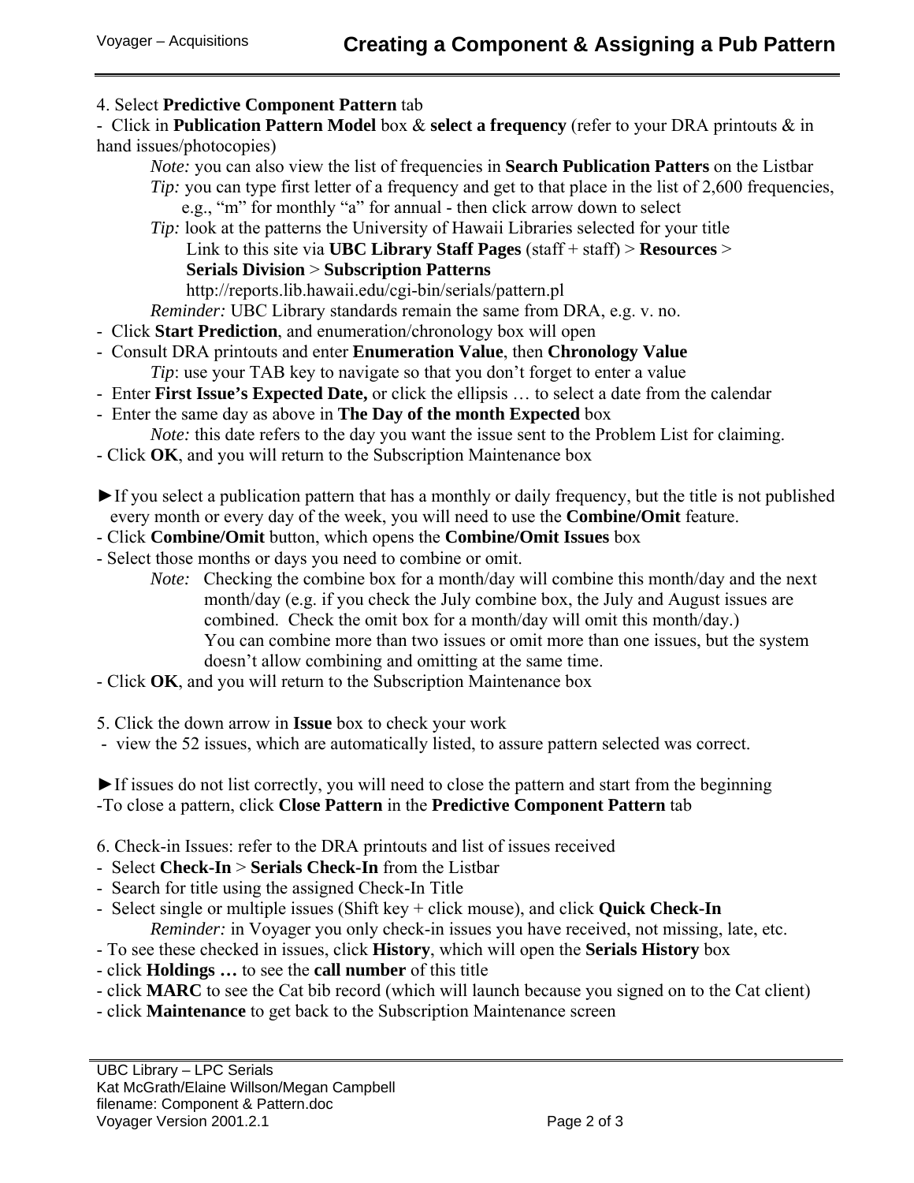4. Select **Predictive Component Pattern** tab

- Click in **Publication Pattern Model** box & **select a frequency** (refer to your DRA printouts & in hand issues/photocopies)

  *Note:* you can also view the list of frequencies in **Search Publication Patters** on the Listbar

  *Tip:* you can type first letter of a frequency and get to that place in the list of 2,600 frequencies, e.g., "m" for monthly "a" for annual - then click arrow down to select

  *Tip:* look at the patterns the University of Hawaii Libraries selected for your title
  Link to this site via **UBC Library Staff Pages** (staff + staff) > **Resources** > **Serials Division** > **Subscription Patterns**
  http://reports.lib.hawaii.edu/cgi-bin/serials/pattern.pl

  *Reminder:* UBC Library standards remain the same from DRA, e.g. v. no.
- Click **Start Prediction**, and enumeration/chronology box will open
- Consult DRA printouts and enter **Enumeration Value**, then **Chronology Value**

  *Tip*: use your TAB key to navigate so that you don't forget to enter a value
- Enter **First Issue's Expected Date,** or click the ellipsis … to select a date from the calendar
- Enter the same day as above in **The Day of the month Expected** box

  *Note:* this date refers to the day you want the issue sent to the Problem List for claiming.
- Click **OK**, and you will return to the Subscription Maintenance box

►If you select a publication pattern that has a monthly or daily frequency, but the title is not published every month or every day of the week, you will need to use the **Combine/Omit** feature.

- Click **Combine/Omit** button, which opens the **Combine/Omit Issues** box
- Select those months or days you need to combine or omit.

  *Note:* Checking the combine box for a month/day will combine this month/day and the next month/day (e.g. if you check the July combine box, the July and August issues are combined. Check the omit box for a month/day will omit this month/day.)
  You can combine more than two issues or omit more than one issues, but the system doesn't allow combining and omitting at the same time.
- Click **OK**, and you will return to the Subscription Maintenance box

5. Click the down arrow in **Issue** box to check your work

- view the 52 issues, which are automatically listed, to assure pattern selected was correct.

►If issues do not list correctly, you will need to close the pattern and start from the beginning

-To close a pattern, click **Close Pattern** in the **Predictive Component Pattern** tab

6. Check-in Issues: refer to the DRA printouts and list of issues received

- Select **Check-In** > **Serials Check-In** from the Listbar
- Search for title using the assigned Check-In Title
- Select single or multiple issues (Shift key + click mouse), and click **Quick Check-In**

  *Reminder:* in Voyager you only check-in issues you have received, not missing, late, etc.
- To see these checked in issues, click **History**, which will open the **Serials History** box
- click **Holdings …** to see the **call number** of this title
- click **MARC** to see the Cat bib record (which will launch because you signed on to the Cat client)
- click **Maintenance** to get back to the Subscription Maintenance screen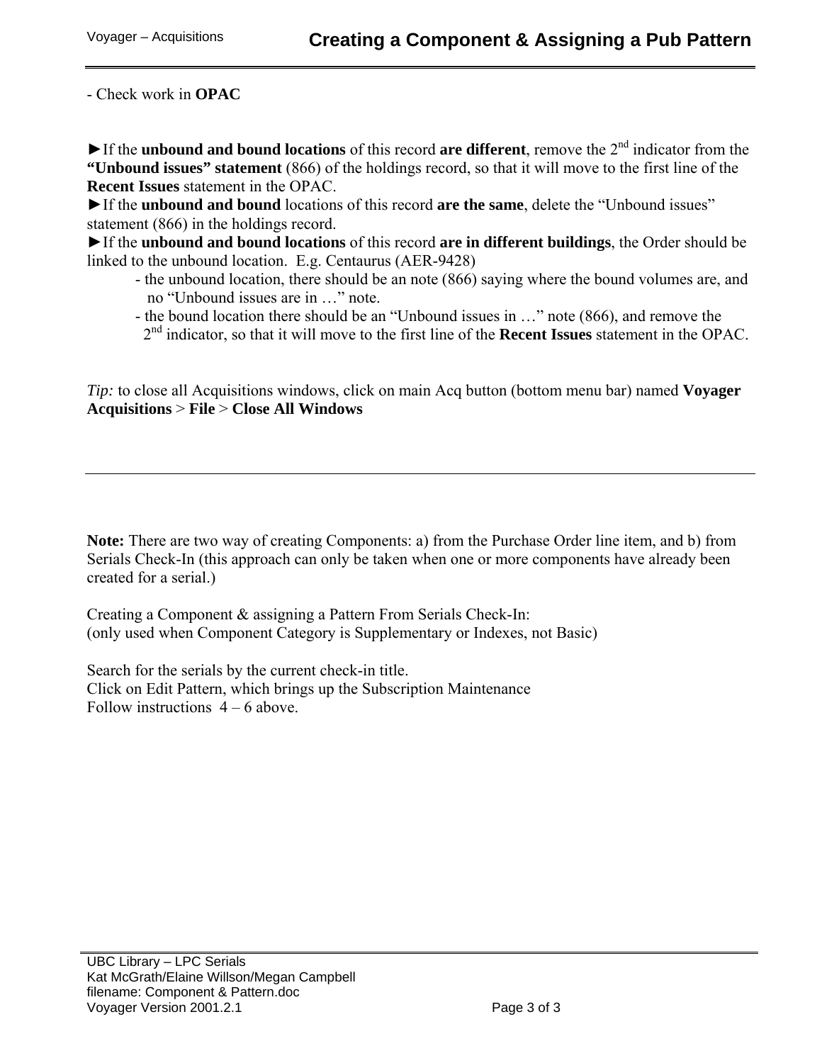- Check work in **OPAC**

►If the **unbound and bound locations** of this record **are different**, remove the 2nd indicator from the **"Unbound issues" statement** (866) of the holdings record, so that it will move to the first line of the **Recent Issues** statement in the OPAC.
►If the **unbound and bound** locations of this record **are the same**, delete the "Unbound issues" statement (866) in the holdings record.
►If the **unbound and bound locations** of this record **are in different buildings**, the Order should be linked to the unbound location. E.g. Centaurus (AER-9428)

- the unbound location, there should be an note (866) saying where the bound volumes are, and no "Unbound issues are in …" note.
- the bound location there should be an "Unbound issues in …" note (866), and remove the 2nd indicator, so that it will move to the first line of the **Recent Issues** statement in the OPAC.

*Tip:* to close all Acquisitions windows, click on main Acq button (bottom menu bar) named **Voyager Acquisitions** > **File** > **Close All Windows**

---

**Note:** There are two way of creating Components: a) from the Purchase Order line item, and b) from Serials Check-In (this approach can only be taken when one or more components have already been created for a serial.)

Creating a Component & assigning a Pattern From Serials Check-In:
(only used when Component Category is Supplementary or Indexes, not Basic)

Search for the serials by the current check-in title.
Click on Edit Pattern, which brings up the Subscription Maintenance
Follow instructions 4 – 6 above.